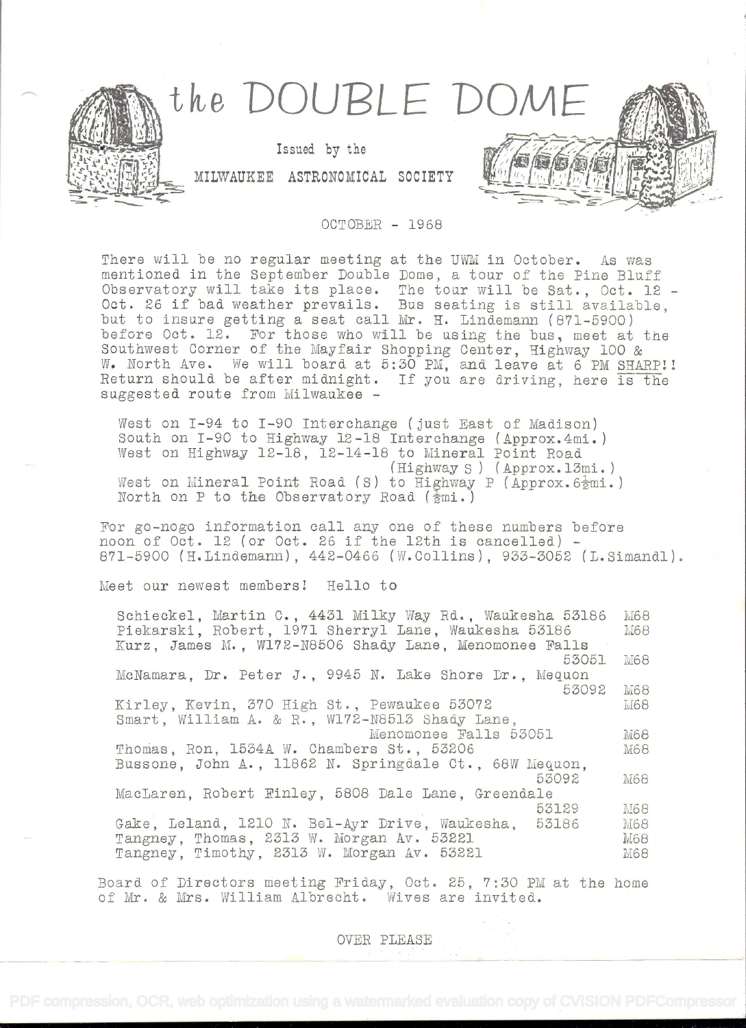# the DOUBLE DOME

Issued by the

MILWAUKEE ASTRONOMICAL SOCIETY

OCTOBER - 1968

There will be no regular meeting at the UWM in October. As was mentioned in the September Double Dome, a tour of the Pine Bluff Observatory will take its place. The tour will be Sat., Oct. 12 - Oct. 26 if bad weather prevails. Bus seating is still available, but to insure getting a seat call Mr. H. Lindemann (871-5900) before Oct. 12. For those who will be using the bus, meet at the Southwest Corner of the Mayfair Shopping Center, Highway 100 & W. North Ave. We will board at 5:30 PM, and leave at 6 PM SHARP!! Return should be after midnight. If you are driving, here is the suggested route from Milwaukee -

West on I-94 to I-90 Interchange (just East of Madison)
South on I-90 to Highway 12-18 Interchange (Approx.4mi.)
West on Highway 12-18, 12-14-18 to Mineral Point Road (Highway S) (Approx.13mi.)
West on Mineral Point Road (S) to Highway P (Approx.6½mi.)
North on P to the Observatory Road (½mi.)

For go-nogo information call any one of these numbers before noon of Oct. 12 (or Oct. 26 if the 12th is cancelled) - 871-5900 (H.Lindemann), 442-0466 (W.Collins), 933-3052 (L.Simandl).

Meet our newest members! Hello to

Schieckel, Martin C., 4431 Milky Way Rd., Waukesha 53186 M68
Piekarski, Robert, 1971 Sherryl Lane, Waukesha 53186 M68
Kurz, James M., W172-N8506 Shady Lane, Menomonee Falls 53051 M68
McNamara, Dr. Peter J., 9945 N. Lake Shore Dr., Mequon 53092 M68
Kirley, Kevin, 370 High St., Pewaukee 53072 M68
Smart, William A. & R., W172-N8513 Shady Lane, Menomonee Falls 53051 M68
Thomas, Ron, 1534A W. Chambers St., 53206 M68
Bussone, John A., 11862 N. Springdale Ct., 68W Mequon, 53092 M68
MacLaren, Robert Finley, 5808 Dale Lane, Greendale 53129 M68
Gake, Leland, 1210 N. Bel-Ayr Drive, Waukesha, 53186 M68
Tangney, Thomas, 2313 W. Morgan Av. 53221 M68
Tangney, Timothy, 2313 W. Morgan Av. 53221 M68

Board of Directors meeting Friday, Oct. 25, 7:30 PM at the home of Mr. & Mrs. William Albrecht. Wives are invited.

OVER PLEASE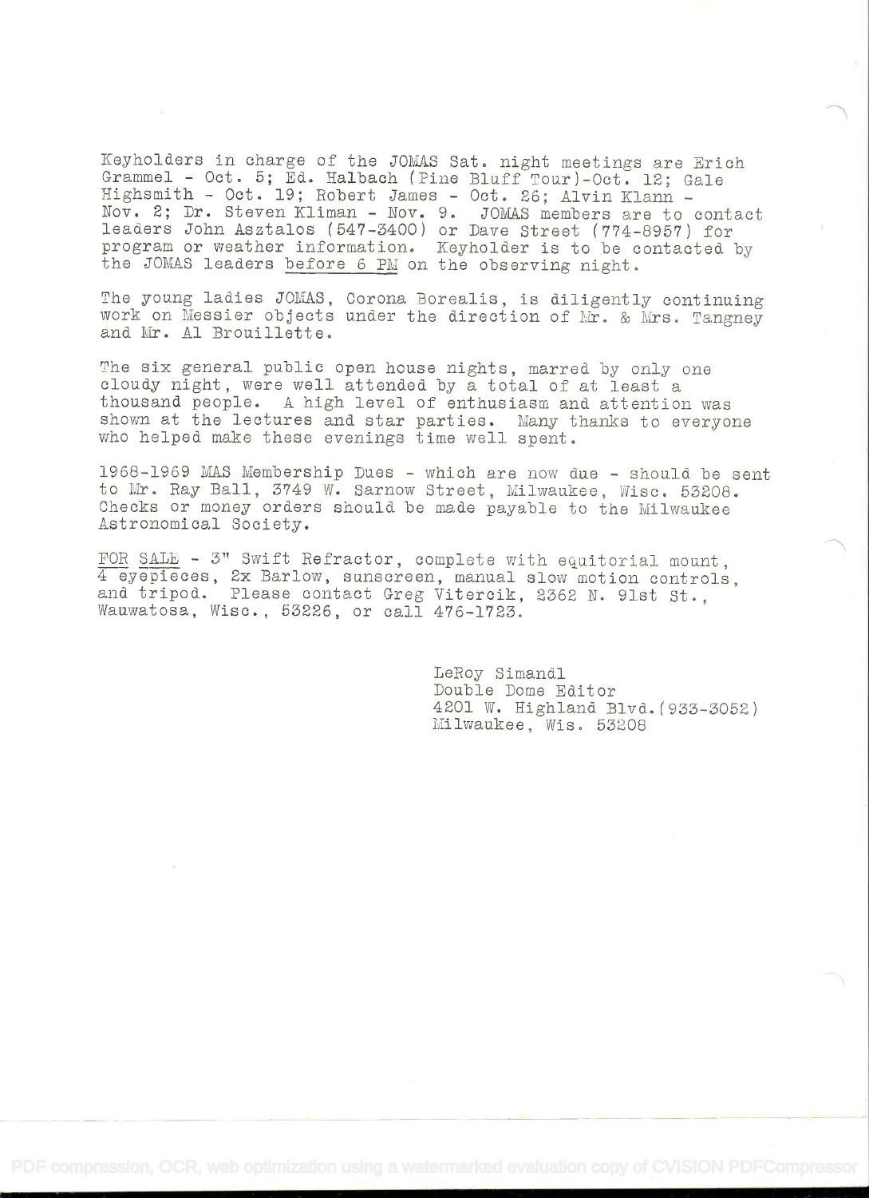Keyholders in charge of the JOMAS Sat. night meetings are Erich Grammel - Oct. 5; Ed. Halbach (Pine Bluff Tour)-Oct. 12; Gale Highsmith - Oct. 19; Robert James - Oct. 26; Alvin Klann - Nov. 2; Dr. Steven Kliman - Nov. 9. JOMAS members are to contact leaders John Asztalos (547-3400) or Dave Street (774-8957) for program or weather information. Keyholder is to be contacted by the JOMAS leaders before 6 PM on the observing night.

The young ladies JOMAS, Corona Borealis, is diligently continuing work on Messier objects under the direction of Mr. & Mrs. Tangney and Mr. Al Brouillette.

The six general public open house nights, marred by only one cloudy night, were well attended by a total of at least a thousand people. A high level of enthusiasm and attention was shown at the lectures and star parties. Many thanks to everyone who helped make these evenings time well spent.

1968-1969 MAS Membership Dues - which are now due - should be sent to Mr. Ray Ball, 3749 W. Sarnow Street, Milwaukee, Wisc. 53208. Checks or money orders should be made payable to the Milwaukee Astronomical Society.

FOR SALE - 3" Swift Refractor, complete with equitorial mount, 4 eyepieces, 2x Barlow, sunscreen, manual slow motion controls, and tripod. Please contact Greg Vitercik, 2362 N. 91st St., Wauwatosa, Wisc., 53226, or call 476-1723.

LeRoy Simandl
Double Dome Editor
4201 W. Highland Blvd.(933-3052)
Milwaukee, Wis. 53208